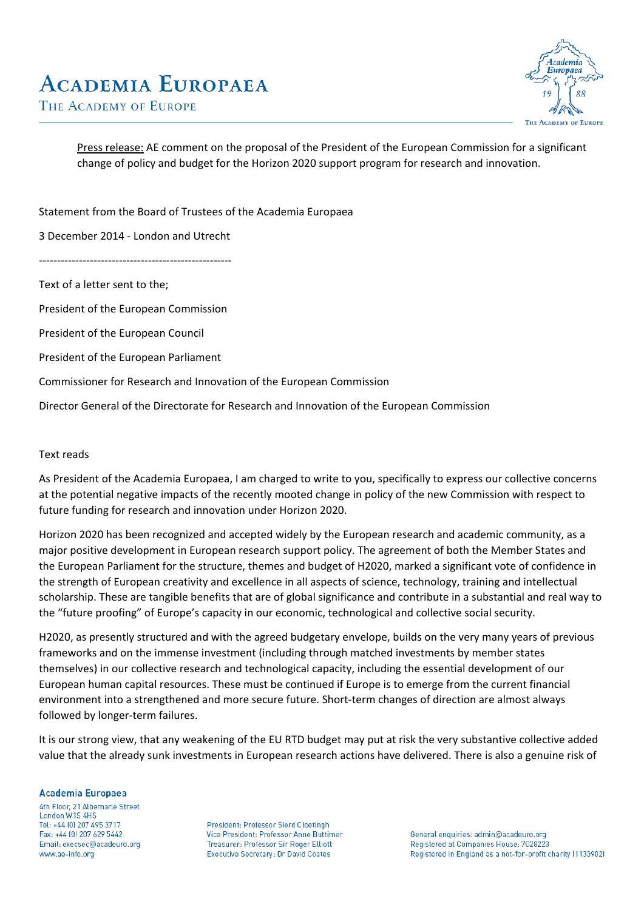# Academia Europaea

The Academy of Europe

<u>Press release:</u> AE comment on the proposal of the President of the European Commission for a significant change of policy and budget for the Horizon 2020 support program for research and innovation.

Statement from the Board of Trustees of the Academia Europaea

3 December 2014 - London and Utrecht

-----------------------------------------------------

Text of a letter sent to the;

President of the European Commission

President of the European Council

President of the European Parliament

Commissioner for Research and Innovation of the European Commission

Director General of the Directorate for Research and Innovation of the European Commission

Text reads

As President of the Academia Europaea, I am charged to write to you, specifically to express our collective concerns at the potential negative impacts of the recently mooted change in policy of the new Commission with respect to future funding for research and innovation under Horizon 2020.

Horizon 2020 has been recognized and accepted widely by the European research and academic community, as a major positive development in European research support policy. The agreement of both the Member States and the European Parliament for the structure, themes and budget of H2020, marked a significant vote of confidence in the strength of European creativity and excellence in all aspects of science, technology, training and intellectual scholarship. These are tangible benefits that are of global significance and contribute in a substantial and real way to the "future proofing" of Europe's capacity in our economic, technological and collective social security.

H2020, as presently structured and with the agreed budgetary envelope, builds on the very many years of previous frameworks and on the immense investment (including through matched investments by member states themselves) in our collective research and technological capacity, including the essential development of our European human capital resources. These must be continued if Europe is to emerge from the current financial environment into a strengthened and more secure future. Short-term changes of direction are almost always followed by longer-term failures.

It is our strong view, that any weakening of the EU RTD budget may put at risk the very substantive collective added value that the already sunk investments in European research actions have delivered. There is also a genuine risk of

**Academia Europaea**
4th Floor, 21 Albemarle Street
London W1S 4HS
Tel: +44 (0) 207 495 3717
Fax: +44 (0) 207 629 5442
Email: execsec@acadeuro.org
www.ae-info.org

President: Professor Sierd Cloetingh
Vice President: Professor Anne Buttimer
Treasurer: Professor Sir Roger Elliott
Executive Secretary: Dr David Coates

General enquiries: admin@acadeuro.org
Registered at Companies House: 7028223
Registered in England as a not-for-profit charity (1133902)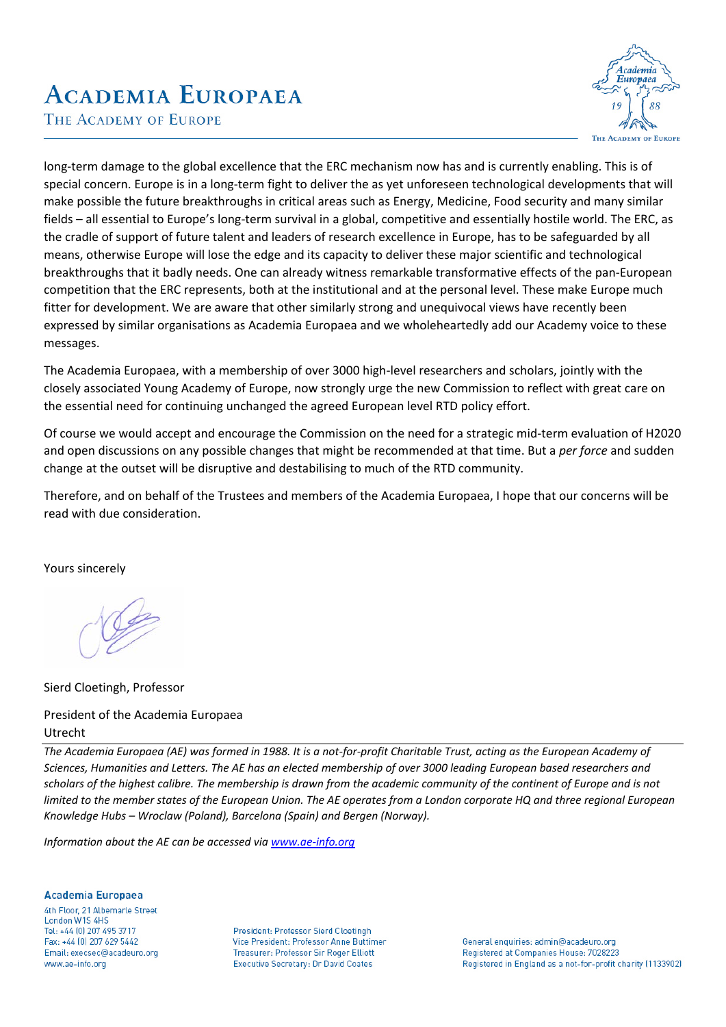long-term damage to the global excellence that the ERC mechanism now has and is currently enabling. This is of special concern. Europe is in a long-term fight to deliver the as yet unforeseen technological developments that will make possible the future breakthroughs in critical areas such as Energy, Medicine, Food security and many similar fields – all essential to Europe's long-term survival in a global, competitive and essentially hostile world. The ERC, as the cradle of support of future talent and leaders of research excellence in Europe, has to be safeguarded by all means, otherwise Europe will lose the edge and its capacity to deliver these major scientific and technological breakthroughs that it badly needs. One can already witness remarkable transformative effects of the pan-European competition that the ERC represents, both at the institutional and at the personal level. These make Europe much fitter for development. We are aware that other similarly strong and unequivocal views have recently been expressed by similar organisations as Academia Europaea and we wholeheartedly add our Academy voice to these messages.

The Academia Europaea, with a membership of over 3000 high-level researchers and scholars, jointly with the closely associated Young Academy of Europe, now strongly urge the new Commission to reflect with great care on the essential need for continuing unchanged the agreed European level RTD policy effort.

Of course we would accept and encourage the Commission on the need for a strategic mid-term evaluation of H2020 and open discussions on any possible changes that might be recommended at that time. But a *per force* and sudden change at the outset will be disruptive and destabilising to much of the RTD community.

Therefore, and on behalf of the Trustees and members of the Academia Europaea, I hope that our concerns will be read with due consideration.

Yours sincerely

Sierd Cloetingh, Professor

President of the Academia Europaea
Utrecht

*The Academia Europaea (AE) was formed in 1988. It is a not-for-profit Charitable Trust, acting as the European Academy of Sciences, Humanities and Letters. The AE has an elected membership of over 3000 leading European based researchers and scholars of the highest calibre. The membership is drawn from the academic community of the continent of Europe and is not limited to the member states of the European Union. The AE operates from a London corporate HQ and three regional European Knowledge Hubs – Wroclaw (Poland), Barcelona (Spain) and Bergen (Norway).*

*Information about the AE can be accessed via [www.ae-info.org](www.ae-info.org)*

**Academia Europaea**
4th Floor, 21 Albemarle Street
London W1S 4HS
Tel: +44 (0) 207 495 3717
Fax: +44 (0) 207 629 5442
Email: execsec@acadeuro.org
www.ae-info.org

President: Professor Sierd Cloetingh
Vice President: Professor Anne Buttimer
Treasurer: Professor Sir Roger Elliott
Executive Secretary: Dr David Coates

General enquiries: admin@acadeuro.org
Registered at Companies House: 7028223
Registered in England as a not-for-profit charity (1133902)